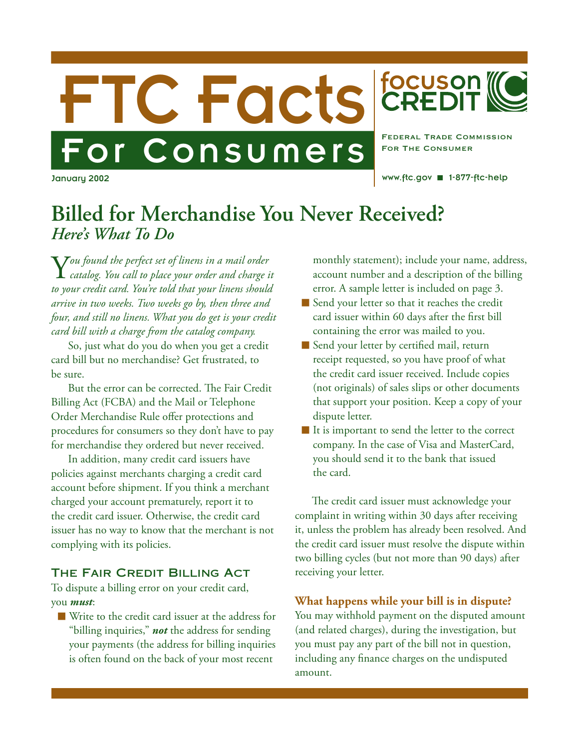# FTC Facts For Consumers

**focus on CREDIT**

FEDERAL TRADE COMMISSION FOR THE CONSUMER

January 2002

www.ftc.gov ■ 1-877-ftc-help

## Billed for Merchandise You Never Received?
### *Here's What To Do*

*You found the perfect set of linens in a mail order catalog. You call to place your order and charge it to your credit card. You're told that your linens should arrive in two weeks. Two weeks go by, then three and four, and still no linens. What you do get is your credit card bill with a charge from the catalog company.*

So, just what do you do when you get a credit card bill but no merchandise? Get frustrated, to be sure.

But the error can be corrected. The Fair Credit Billing Act (FCBA) and the Mail or Telephone Order Merchandise Rule offer protections and procedures for consumers so they don't have to pay for merchandise they ordered but never received.

In addition, many credit card issuers have policies against merchants charging a credit card account before shipment. If you think a merchant charged your account prematurely, report it to the credit card issuer. Otherwise, the credit card issuer has no way to know that the merchant is not complying with its policies.

### The Fair Credit Billing Act

To dispute a billing error on your credit card, you ***must***:

- Write to the credit card issuer at the address for "billing inquiries," ***not*** the address for sending your payments (the address for billing inquiries is often found on the back of your most recent monthly statement); include your name, address, account number and a description of the billing error. A sample letter is included on page 3.
- Send your letter so that it reaches the credit card issuer within 60 days after the first bill containing the error was mailed to you.
- Send your letter by certified mail, return receipt requested, so you have proof of what the credit card issuer received. Include copies (not originals) of sales slips or other documents that support your position. Keep a copy of your dispute letter.
- It is important to send the letter to the correct company. In the case of Visa and MasterCard, you should send it to the bank that issued the card.

The credit card issuer must acknowledge your complaint in writing within 30 days after receiving it, unless the problem has already been resolved. And the credit card issuer must resolve the dispute within two billing cycles (but not more than 90 days) after receiving your letter.

#### What happens while your bill is in dispute?

You may withhold payment on the disputed amount (and related charges), during the investigation, but you must pay any part of the bill not in question, including any finance charges on the undisputed amount.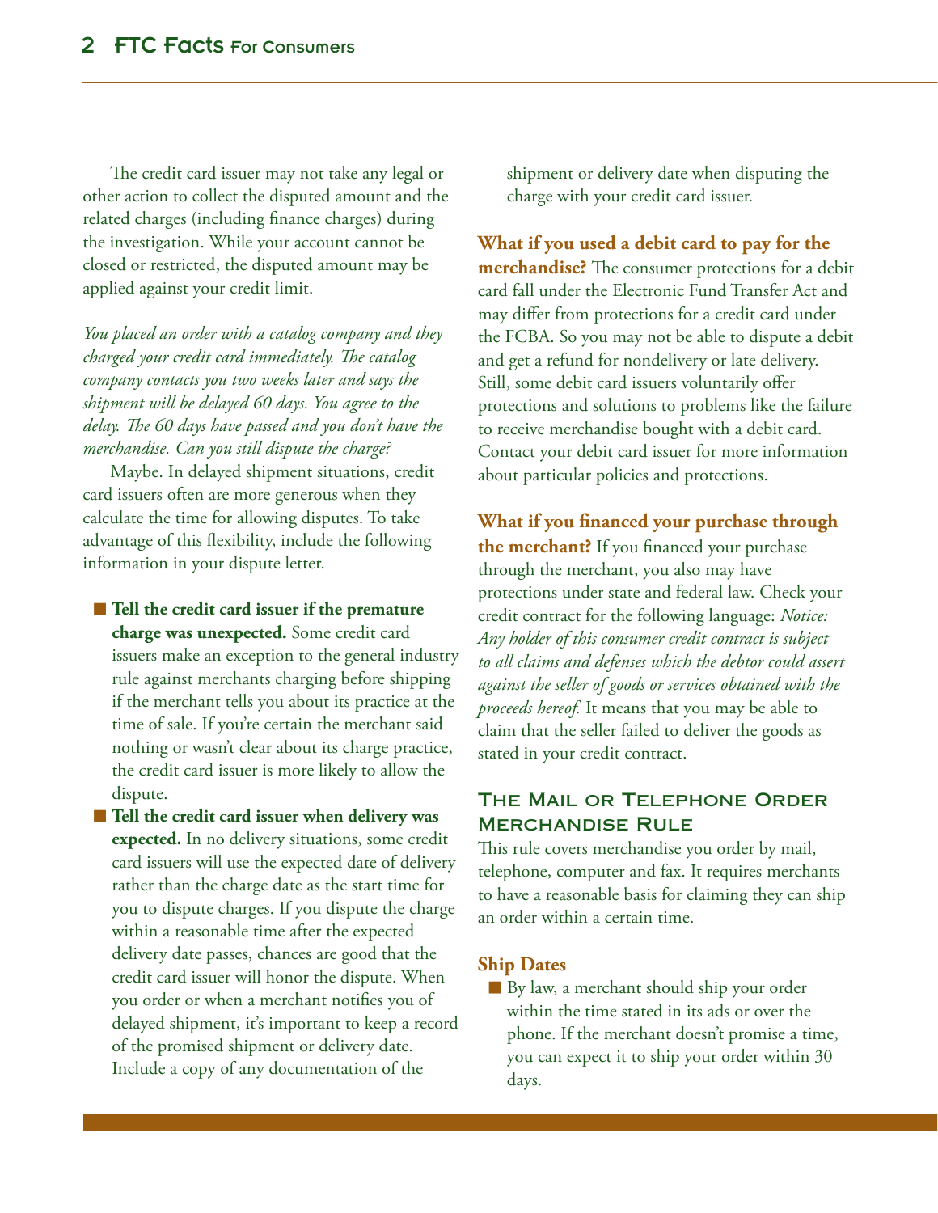The credit card issuer may not take any legal or other action to collect the disputed amount and the related charges (including finance charges) during the investigation. While your account cannot be closed or restricted, the disputed amount may be applied against your credit limit.

*You placed an order with a catalog company and they charged your credit card immediately. The catalog company contacts you two weeks later and says the shipment will be delayed 60 days. You agree to the delay. The 60 days have passed and you don't have the merchandise. Can you still dispute the charge?*

Maybe. In delayed shipment situations, credit card issuers often are more generous when they calculate the time for allowing disputes. To take advantage of this flexibility, include the following information in your dispute letter.

- **Tell the credit card issuer if the premature charge was unexpected.** Some credit card issuers make an exception to the general industry rule against merchants charging before shipping if the merchant tells you about its practice at the time of sale. If you're certain the merchant said nothing or wasn't clear about its charge practice, the credit card issuer is more likely to allow the dispute.
- **Tell the credit card issuer when delivery was expected.** In no delivery situations, some credit card issuers will use the expected date of delivery rather than the charge date as the start time for you to dispute charges. If you dispute the charge within a reasonable time after the expected delivery date passes, chances are good that the credit card issuer will honor the dispute. When you order or when a merchant notifies you of delayed shipment, it's important to keep a record of the promised shipment or delivery date. Include a copy of any documentation of the shipment or delivery date when disputing the charge with your credit card issuer.

**What if you used a debit card to pay for the merchandise?** The consumer protections for a debit card fall under the Electronic Fund Transfer Act and may differ from protections for a credit card under the FCBA. So you may not be able to dispute a debit and get a refund for nondelivery or late delivery. Still, some debit card issuers voluntarily offer protections and solutions to problems like the failure to receive merchandise bought with a debit card. Contact your debit card issuer for more information about particular policies and protections.

**What if you financed your purchase through the merchant?** If you financed your purchase through the merchant, you also may have protections under state and federal law. Check your credit contract for the following language: *Notice: Any holder of this consumer credit contract is subject to all claims and defenses which the debtor could assert against the seller of goods or services obtained with the proceeds hereof.* It means that you may be able to claim that the seller failed to deliver the goods as stated in your credit contract.

## The Mail or Telephone Order Merchandise Rule

This rule covers merchandise you order by mail, telephone, computer and fax. It requires merchants to have a reasonable basis for claiming they can ship an order within a certain time.

### Ship Dates

- By law, a merchant should ship your order within the time stated in its ads or over the phone. If the merchant doesn't promise a time, you can expect it to ship your order within 30 days.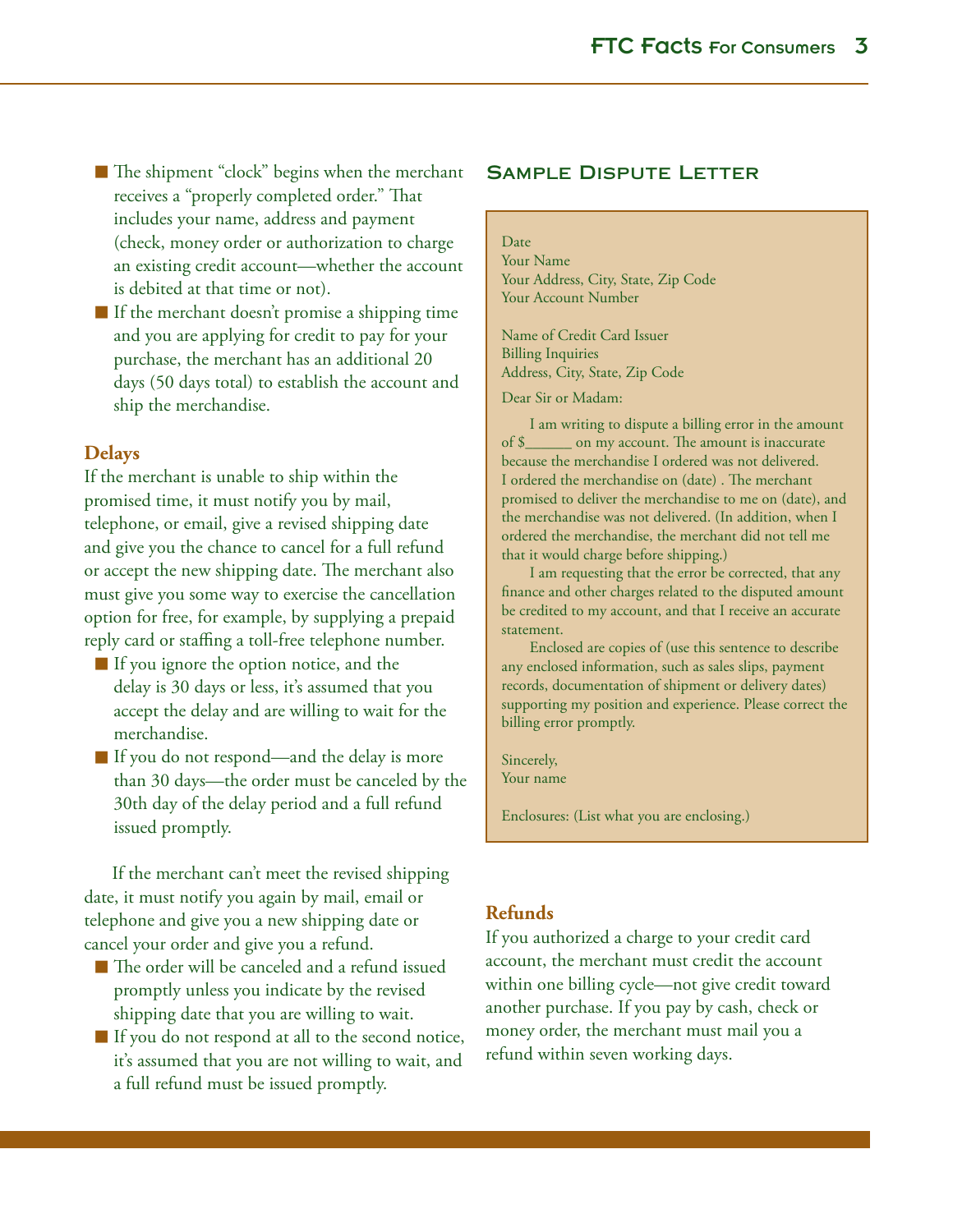- The shipment "clock" begins when the merchant receives a "properly completed order." That includes your name, address and payment (check, money order or authorization to charge an existing credit account—whether the account is debited at that time or not).
- If the merchant doesn't promise a shipping time and you are applying for credit to pay for your purchase, the merchant has an additional 20 days (50 days total) to establish the account and ship the merchandise.

### Delays

If the merchant is unable to ship within the promised time, it must notify you by mail, telephone, or email, give a revised shipping date and give you the chance to cancel for a full refund or accept the new shipping date. The merchant also must give you some way to exercise the cancellation option for free, for example, by supplying a prepaid reply card or staffing a toll-free telephone number.

- If you ignore the option notice, and the delay is 30 days or less, it's assumed that you accept the delay and are willing to wait for the merchandise.
- If you do not respond—and the delay is more than 30 days—the order must be canceled by the 30th day of the delay period and a full refund issued promptly.

If the merchant can't meet the revised shipping date, it must notify you again by mail, email or telephone and give you a new shipping date or cancel your order and give you a refund.

- The order will be canceled and a refund issued promptly unless you indicate by the revised shipping date that you are willing to wait.
- If you do not respond at all to the second notice, it's assumed that you are not willing to wait, and a full refund must be issued promptly.

## Sample Dispute Letter

Date
Your Name
Your Address, City, State, Zip Code
Your Account Number

Name of Credit Card Issuer
Billing Inquiries
Address, City, State, Zip Code

Dear Sir or Madam:

I am writing to dispute a billing error in the amount of $______ on my account. The amount is inaccurate because the merchandise I ordered was not delivered. I ordered the merchandise on (date) . The merchant promised to deliver the merchandise to me on (date), and the merchandise was not delivered. (In addition, when I ordered the merchandise, the merchant did not tell me that it would charge before shipping.)

I am requesting that the error be corrected, that any finance and other charges related to the disputed amount be credited to my account, and that I receive an accurate statement.

Enclosed are copies of (use this sentence to describe any enclosed information, such as sales slips, payment records, documentation of shipment or delivery dates) supporting my position and experience. Please correct the billing error promptly.

Sincerely,
Your name

Enclosures: (List what you are enclosing.)

### Refunds

If you authorized a charge to your credit card account, the merchant must credit the account within one billing cycle—not give credit toward another purchase. If you pay by cash, check or money order, the merchant must mail you a refund within seven working days.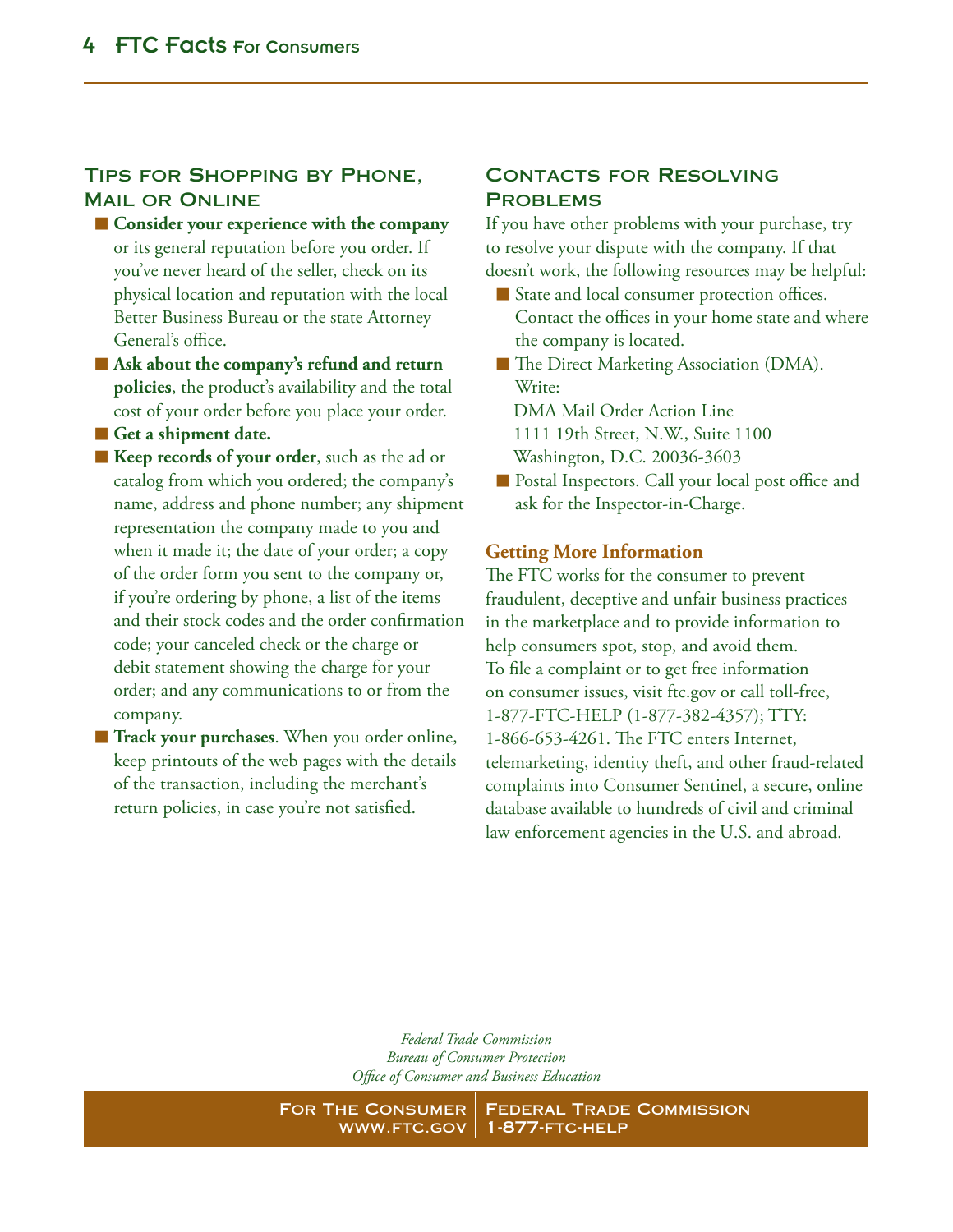## Tips for Shopping by Phone, Mail or Online

- **Consider your experience with the company** or its general reputation before you order. If you've never heard of the seller, check on its physical location and reputation with the local Better Business Bureau or the state Attorney General's office.
- **Ask about the company's refund and return policies**, the product's availability and the total cost of your order before you place your order.
- **Get a shipment date.**
- **Keep records of your order**, such as the ad or catalog from which you ordered; the company's name, address and phone number; any shipment representation the company made to you and when it made it; the date of your order; a copy of the order form you sent to the company or, if you're ordering by phone, a list of the items and their stock codes and the order confirmation code; your canceled check or the charge or debit statement showing the charge for your order; and any communications to or from the company.
- **Track your purchases**. When you order online, keep printouts of the web pages with the details of the transaction, including the merchant's return policies, in case you're not satisfied.

## Contacts for Resolving Problems

If you have other problems with your purchase, try to resolve your dispute with the company. If that doesn't work, the following resources may be helpful:

- State and local consumer protection offices. Contact the offices in your home state and where the company is located.
- The Direct Marketing Association (DMA). Write:
  DMA Mail Order Action Line
  1111 19th Street, N.W., Suite 1100
  Washington, D.C. 20036-3603
- Postal Inspectors. Call your local post office and ask for the Inspector-in-Charge.

### Getting More Information

The FTC works for the consumer to prevent fraudulent, deceptive and unfair business practices in the marketplace and to provide information to help consumers spot, stop, and avoid them. To file a complaint or to get free information on consumer issues, visit ftc.gov or call toll-free, 1-877-FTC-HELP (1-877-382-4357); TTY: 1-866-653-4261. The FTC enters Internet, telemarketing, identity theft, and other fraud-related complaints into Consumer Sentinel, a secure, online database available to hundreds of civil and criminal law enforcement agencies in the U.S. and abroad.

*Federal Trade Commission*
*Bureau of Consumer Protection*
*Office of Consumer and Business Education*

For The Consumer | Federal Trade Commission
www.ftc.gov | 1-877-ftc-help